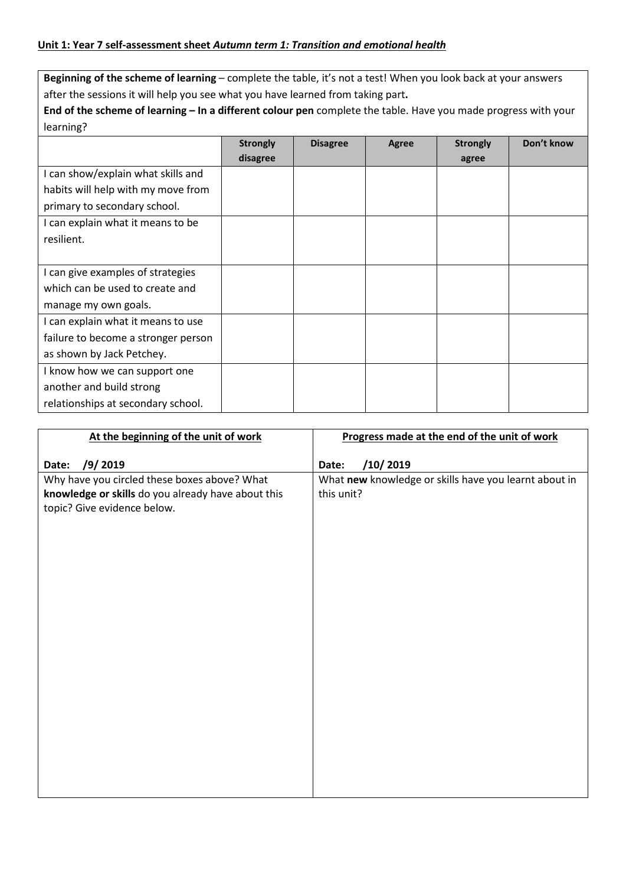**Unit 1: Year 7 self-assessment sheet *Autumn term 1: Transition and emotional health***

**Beginning of the scheme of learning** – complete the table, it's not a test! When you look back at your answers after the sessions it will help you see what you have learned from taking part**.**
**End of the scheme of learning – In a different colour pen** complete the table. Have you made progress with your learning?

| | **Strongly disagree** | **Disagree** | **Agree** | **Strongly agree** | **Don't know** |
|---|---|---|---|---|---|
| I can show/explain what skills and habits will help with my move from primary to secondary school. | | | | | |
| I can explain what it means to be resilient. | | | | | |
| I can give examples of strategies which can be used to create and manage my own goals. | | | | | |
| I can explain what it means to use failure to become a stronger person as shown by Jack Petchey. | | | | | |
| I know how we can support one another and build strong relationships at secondary school. | | | | | |

| **At the beginning of the unit of work** | **Progress made at the end of the unit of work** |
|---|---|
| **Date: /9/ 2019** | **Date: /10/ 2019** |
| Why have you circled these boxes above? What **knowledge or skills** do you already have about this topic? Give evidence below. | What **new** knowledge or skills have you learnt about in this unit? |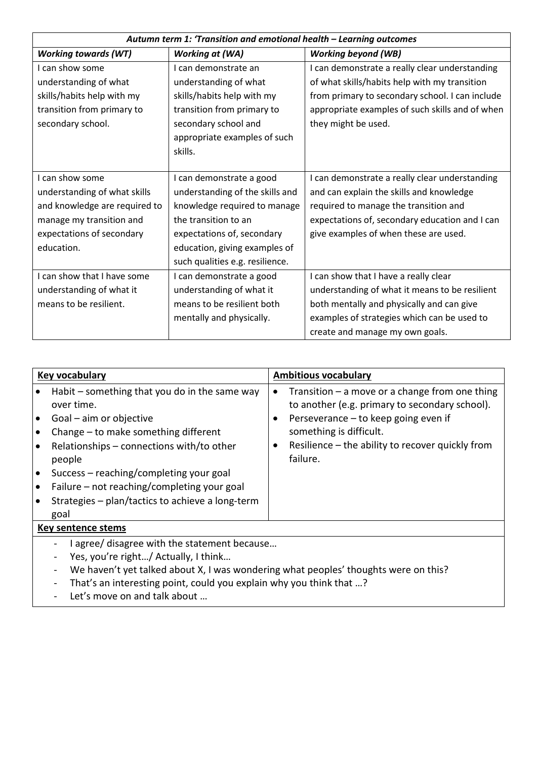| *Autumn term 1: 'Transition and emotional health – Learning outcomes* | | |
|---|---|---|
| ***Working towards (WT)*** | ***Working at (WA)*** | ***Working beyond (WB)*** |
| I can show some understanding of what skills/habits help with my transition from primary to secondary school. | I can demonstrate an understanding of what skills/habits help with my transition from primary to secondary school and appropriate examples of such skills. | I can demonstrate a really clear understanding of what skills/habits help with my transition from primary to secondary school. I can include appropriate examples of such skills and of when they might be used. |
| I can show some understanding of what skills and knowledge are required to manage my transition and expectations of secondary education. | I can demonstrate a good understanding of the skills and knowledge required to manage the transition to an expectations of, secondary education, giving examples of such qualities e.g. resilience. | I can demonstrate a really clear understanding and can explain the skills and knowledge required to manage the transition and expectations of, secondary education and I can give examples of when these are used. |
| I can show that I have some understanding of what it means to be resilient. | I can demonstrate a good understanding of what it means to be resilient both mentally and physically. | I can show that I have a really clear understanding of what it means to be resilient both mentally and physically and can give examples of strategies which can be used to create and manage my own goals. |

| **Key vocabulary** | **Ambitious vocabulary** |
|---|---|
| • Habit – something that you do in the same way over time.<br>• Goal – aim or objective<br>• Change – to make something different<br>• Relationships – connections with/to other people<br>• Success – reaching/completing your goal<br>• Failure – not reaching/completing your goal<br>• Strategies – plan/tactics to achieve a long-term goal | • Transition – a move or a change from one thing to another (e.g. primary to secondary school).<br>• Perseverance – to keep going even if something is difficult.<br>• Resilience – the ability to recover quickly from failure. |

**Key sentence stems**

- I agree/ disagree with the statement because…
- Yes, you're right…/ Actually, I think…
- We haven't yet talked about X, I was wondering what peoples' thoughts were on this?
- That's an interesting point, could you explain why you think that …?
- Let's move on and talk about …